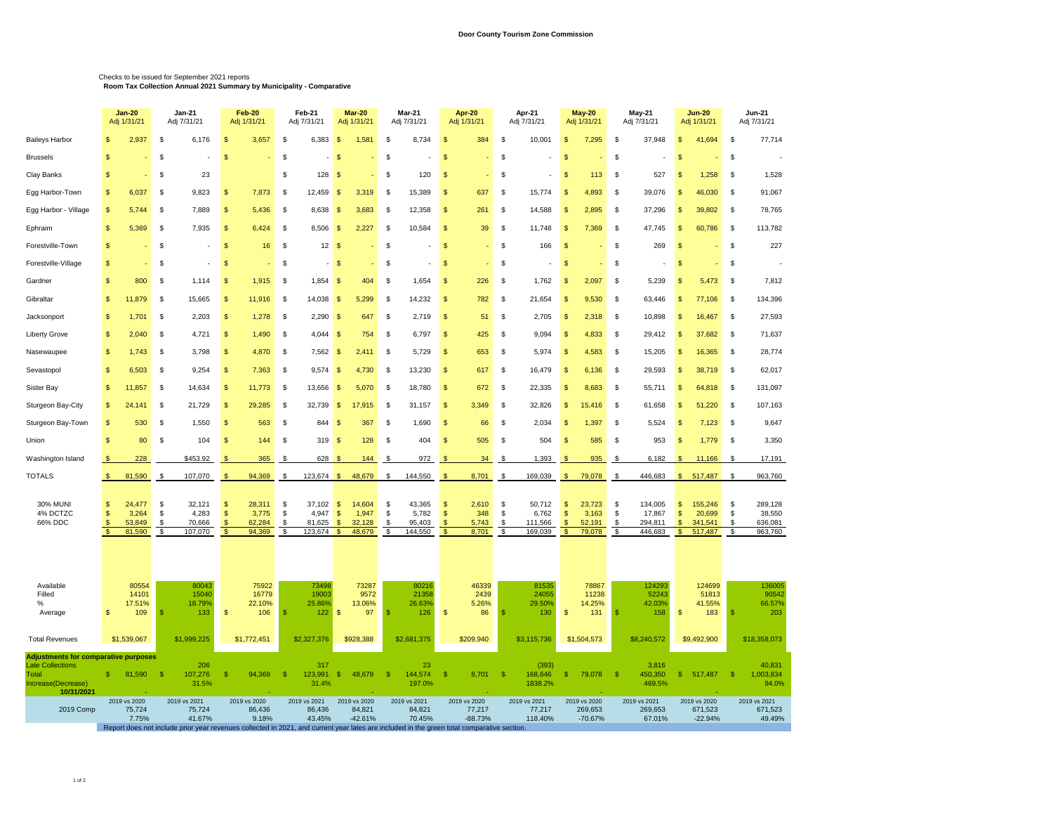## Door County Tourism Zone Commission

Checks to be issued for September 2021 reports

**Room Tax Collection Annual 2021 Summary by Municipality - Comparative**

| | Jan-20 Adj 1/31/21 | Jan-21 Adj 7/31/21 | Feb-20 Adj 1/31/21 | Feb-21 Adj 7/31/21 | Mar-20 Adj 1/31/21 | Mar-21 Adj 7/31/21 | Apr-20 Adj 1/31/21 | Apr-21 Adj 7/31/21 | May-20 Adj 1/31/21 | May-21 Adj 7/31/21 | Jun-20 Adj 1/31/21 | Jun-21 Adj 7/31/21 |
|---|---|---|---|---|---|---|---|---|---|---|---|---|
| Baileys Harbor | $ 2,937 | $ 6,176 | $ 3,657 | $ 6,383 | $ 1,581 | $ 8,734 | $ 384 | $ 10,001 | $ 7,295 | $ 37,948 | $ 41,694 | $ 77,714 |
| Brussels | $ - | $ - | $ - | $ - | $ - | $ - | $ - | $ - | $ - | $ - | $ - | $ - |
| Clay Banks | $ - | $ 23 | | $ 128 | $ - | $ 120 | $ - | $ - | $ 113 | $ 527 | $ 1,258 | $ 1,528 |
| Egg Harbor-Town | $ 6,037 | $ 9,823 | $ 7,873 | $ 12,459 | $ 3,319 | $ 15,389 | $ 637 | $ 15,774 | $ 4,893 | $ 39,076 | $ 46,030 | $ 91,067 |
| Egg Harbor - Village | $ 5,744 | $ 7,889 | $ 5,436 | $ 8,638 | $ 3,683 | $ 12,358 | $ 261 | $ 14,588 | $ 2,895 | $ 37,296 | $ 39,802 | $ 78,765 |
| Ephraim | $ 5,369 | $ 7,935 | $ 6,424 | $ 8,506 | $ 2,227 | $ 10,584 | $ 39 | $ 11,748 | $ 7,369 | $ 47,745 | $ 60,786 | $ 113,782 |
| Forestville-Town | $ - | $ - | $ 16 | $ 12 | $ - | $ - | $ - | $ 166 | $ - | $ 269 | $ - | $ 227 |
| Forestville-Village | $ - | $ - | $ - | $ - | $ - | $ - | $ - | $ - | $ - | $ - | $ - | $ - |
| Gardner | $ 800 | $ 1,114 | $ 1,915 | $ 1,854 | $ 404 | $ 1,654 | $ 226 | $ 1,762 | $ 2,097 | $ 5,239 | $ 5,473 | $ 7,812 |
| Gibraltar | $ 11,879 | $ 15,665 | $ 11,916 | $ 14,038 | $ 5,299 | $ 14,232 | $ 782 | $ 21,654 | $ 9,530 | $ 63,446 | $ 77,106 | $ 134,396 |
| Jacksonport | $ 1,701 | $ 2,203 | $ 1,278 | $ 2,290 | $ 647 | $ 2,719 | $ 51 | $ 2,705 | $ 2,318 | $ 10,898 | $ 16,467 | $ 27,593 |
| Liberty Grove | $ 2,040 | $ 4,721 | $ 1,490 | $ 4,044 | $ 754 | $ 6,797 | $ 425 | $ 9,094 | $ 4,833 | $ 29,412 | $ 37,682 | $ 71,637 |
| Nasewaupee | $ 1,743 | $ 3,798 | $ 4,870 | $ 7,562 | $ 2,411 | $ 5,729 | $ 653 | $ 5,974 | $ 4,583 | $ 15,205 | $ 16,365 | $ 28,774 |
| Sevastopol | $ 6,503 | $ 9,254 | $ 7,363 | $ 9,574 | $ 4,730 | $ 13,230 | $ 617 | $ 16,479 | $ 6,136 | $ 29,593 | $ 38,719 | $ 62,017 |
| Sister Bay | $ 11,857 | $ 14,634 | $ 11,773 | $ 13,656 | $ 5,070 | $ 18,780 | $ 672 | $ 22,335 | $ 8,683 | $ 55,711 | $ 64,818 | $ 131,097 |
| Sturgeon Bay-City | $ 24,141 | $ 21,729 | $ 29,285 | $ 32,739 | $ 17,915 | $ 31,157 | $ 3,349 | $ 32,826 | $ 15,416 | $ 61,658 | $ 51,220 | $ 107,163 |
| Sturgeon Bay-Town | $ 530 | $ 1,550 | $ 563 | $ 844 | $ 367 | $ 1,690 | $ 66 | $ 2,034 | $ 1,397 | $ 5,524 | $ 7,123 | $ 9,647 |
| Union | $ 80 | $ 104 | $ 144 | $ 319 | $ 128 | $ 404 | $ 505 | $ 504 | $ 585 | $ 953 | $ 1,779 | $ 3,350 |
| Washington Island | $ 228 | $453.92 | $ 365 | $ 628 | $ 144 | $ 972 | $ 34 | $ 1,393 | $ 935 | $ 6,182 | $ 11,166 | $ 17,191 |
| TOTALS | $ 81,590 | $ 107,070 | $ 94,369 | $ 123,674 | $ 48,679 | $ 144,550 | $ 8,701 | $ 169,039 | $ 79,078 | $ 446,683 | $ 517,487 | $ 963,760 |
| 30% MUNI | $ 24,477 | $ 32,121 | $ 28,311 | $ 37,102 | $ 14,604 | $ 43,365 | $ 2,610 | $ 50,712 | $ 23,723 | $ 134,005 | $ 155,246 | $ 289,128 |
| 4% DCTZC | $ 3,264 | $ 4,283 | $ 3,775 | $ 4,947 | $ 1,947 | $ 5,782 | $ 348 | $ 6,762 | $ 3,163 | $ 17,867 | $ 20,699 | $ 38,550 |
| 66% DDC | $ 53,849 | $ 70,666 | $ 62,284 | $ 81,625 | $ 32,128 | $ 95,403 | $ 5,743 | $ 111,566 | $ 52,191 | $ 294,811 | $ 341,541 | $ 636,081 |
| | $ 81,590 | $ 107,070 | $ 94,369 | $ 123,674 | $ 48,679 | $ 144,550 | $ 8,701 | $ 169,039 | $ 79,078 | $ 446,683 | $ 517,487 | $ 963,760 |
| Available | 80554 | 80043 | 75922 | 73498 | 73287 | 80216 | 46339 | 81535 | 78867 | 124293 | 124699 | 136005 |
| Filled | 14101 | 15040 | 16779 | 19003 | 9572 | 21358 | 2439 | 24055 | 11238 | 52243 | 51813 | 90542 |
| % | 17.51% | 18.79% | 22.10% | 25.86% | 13.06% | 26.63% | 5.26% | 29.50% | 14.25% | 42.03% | 41.55% | 66.57% |
| Average | $ 109 | $ 133 | $ 106 | $ 122 | $ 97 | $ 126 | $ 86 | $ 130 | $ 131 | $ 158 | $ 183 | $ 203 |
| Total Revenues | $1,539,067 | $1,999,225 | $1,772,451 | $2,327,376 | $928,388 | $2,681,375 | $209,940 | $3,115,736 | $1,504,573 | $8,240,572 | $9,492,900 | $18,358,073 |
| **Adjustments for comparative purposes** | | | | | | | | | | | | |
| Late Collections | | 206 | | 317 | | 23 | | (393) | | 3,816 | | 40,831 |
| Total | $ 81,590 | $ 107,276 | $ 94,369 | $ 123,991 | $ 48,679 | $ 144,574 | $ 8,701 | $ 168,646 | $ 79,078 | $ 450,350 | $ 517,487 | $ 1,003,834 |
| Increase(Decrease) | | 31.5% | | 31.4% | | 197.0% | | 1838.2% | | 469.5% | | 94.0% |
| 10/31/2021 | - | | | | - | | - | | | | - | |
| | 2019 vs 2020 | 2019 vs 2021 | 2019 vs 2020 | 2019 vs 2021 | 2019 vs 2020 | 2019 vs 2021 | 2019 vs 2020 | 2019 vs 2021 | 2019 vs 2020 | 2019 vs 2021 | 2019 vs 2020 | 2019 vs 2021 |
| 2019 Comp | 75,724 | 75,724 | 86,436 | 86,436 | 84,821 | 84,821 | 77,217 | 77,217 | 269,653 | 269,653 | 671,523 | 671,523 |
| | 7.75% | 41.67% | 9.18% | 43.45% | -42.61% | 70.45% | -88.73% | 118.40% | -70.67% | 67.01% | -22.94% | 49.49% |

Report does not include prior year revenues collected in 2021, and current year lates are included in the green total comparative section.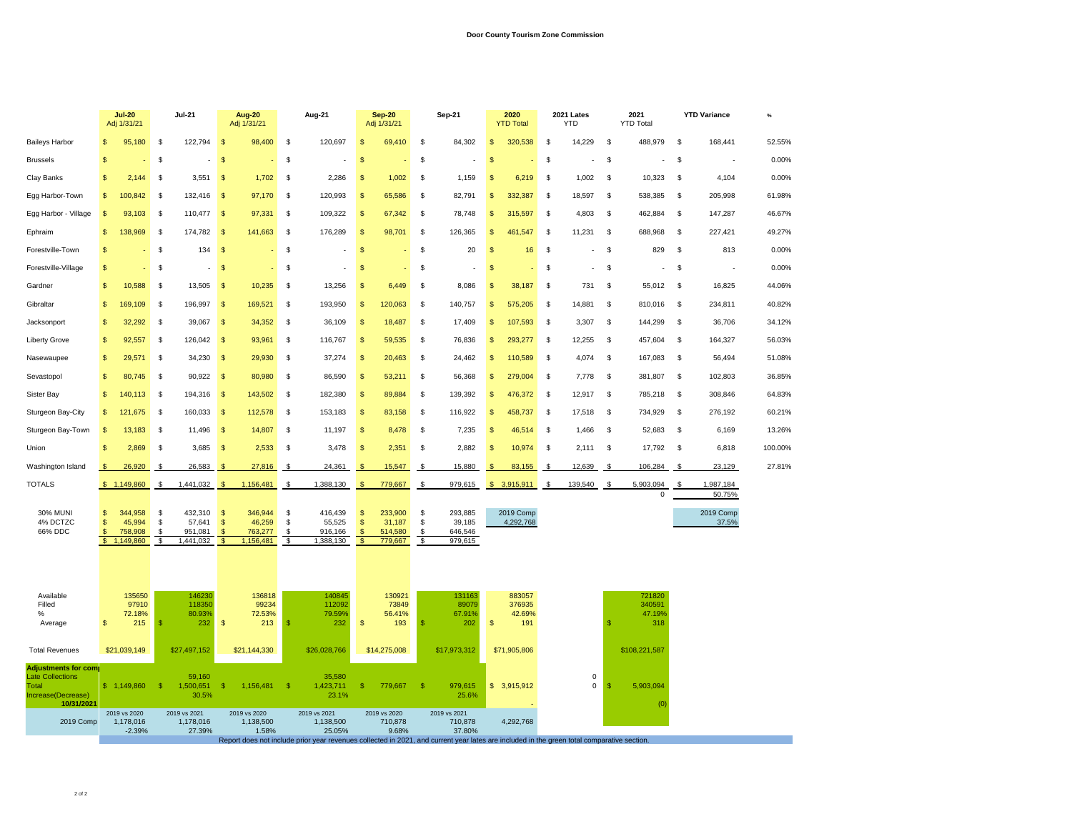**Door County Tourism Zone Commission**

| | Jul-20 Adj 1/31/21 | Jul-21 | Aug-20 Adj 1/31/21 | Aug-21 | Sep-20 Adj 1/31/21 | Sep-21 | 2020 YTD Total | 2021 Lates YTD | 2021 YTD Total | YTD Variance | % |
|---|---|---|---|---|---|---|---|---|---|---|---|
| Baileys Harbor | $ 95,180 | $ 122,794 | $ 98,400 | $ 120,697 | $ 69,410 | $ 84,302 | $ 320,538 | $ 14,229 | $ 488,979 | $ 168,441 | 52.55% |
| Brussels | $ - | $ - | $ - | $ - | $ - | $ - | $ - | $ - | $ - | $ - | 0.00% |
| Clay Banks | $ 2,144 | $ 3,551 | $ 1,702 | $ 2,286 | $ 1,002 | $ 1,159 | $ 6,219 | $ 1,002 | $ 10,323 | $ 4,104 | 0.00% |
| Egg Harbor-Town | $ 100,842 | $ 132,416 | $ 97,170 | $ 120,993 | $ 65,586 | $ 82,791 | $ 332,387 | $ 18,597 | $ 538,385 | $ 205,998 | 61.98% |
| Egg Harbor - Village | $ 93,103 | $ 110,477 | $ 97,331 | $ 109,322 | $ 67,342 | $ 78,748 | $ 315,597 | $ 4,803 | $ 462,884 | $ 147,287 | 46.67% |
| Ephraim | $ 138,969 | $ 174,782 | $ 141,663 | $ 176,289 | $ 98,701 | $ 126,365 | $ 461,547 | $ 11,231 | $ 688,968 | $ 227,421 | 49.27% |
| Forestville-Town | $ - | $ 134 | $ - | $ - | $ - | $ 20 | $ 16 | $ - | $ 829 | $ 813 | 0.00% |
| Forestville-Village | $ - | $ - | $ - | $ - | $ - | $ - | $ - | $ - | $ - | $ - | 0.00% |
| Gardner | $ 10,588 | $ 13,505 | $ 10,235 | $ 13,256 | $ 6,449 | $ 8,086 | $ 38,187 | $ 731 | $ 55,012 | $ 16,825 | 44.06% |
| Gibraltar | $ 169,109 | $ 196,997 | $ 169,521 | $ 193,950 | $ 120,063 | $ 140,757 | $ 575,205 | $ 14,881 | $ 810,016 | $ 234,811 | 40.82% |
| Jacksonport | $ 32,292 | $ 39,067 | $ 34,352 | $ 36,109 | $ 18,487 | $ 17,409 | $ 107,593 | $ 3,307 | $ 144,299 | $ 36,706 | 34.12% |
| Liberty Grove | $ 92,557 | $ 126,042 | $ 93,961 | $ 116,767 | $ 59,535 | $ 76,836 | $ 293,277 | $ 12,255 | $ 457,604 | $ 164,327 | 56.03% |
| Nasewaupee | $ 29,571 | $ 34,230 | $ 29,930 | $ 37,274 | $ 20,463 | $ 24,462 | $ 110,589 | $ 4,074 | $ 167,083 | $ 56,494 | 51.08% |
| Sevastopol | $ 80,745 | $ 90,922 | $ 80,980 | $ 86,590 | $ 53,211 | $ 56,368 | $ 279,004 | $ 7,778 | $ 381,807 | $ 102,803 | 36.85% |
| Sister Bay | $ 140,113 | $ 194,316 | $ 143,502 | $ 182,380 | $ 89,884 | $ 139,392 | $ 476,372 | $ 12,917 | $ 785,218 | $ 308,846 | 64.83% |
| Sturgeon Bay-City | $ 121,675 | $ 160,033 | $ 112,578 | $ 153,183 | $ 83,158 | $ 116,922 | $ 458,737 | $ 17,518 | $ 734,929 | $ 276,192 | 60.21% |
| Sturgeon Bay-Town | $ 13,183 | $ 11,496 | $ 14,807 | $ 11,197 | $ 8,478 | $ 7,235 | $ 46,514 | $ 1,466 | $ 52,683 | $ 6,169 | 13.26% |
| Union | $ 2,869 | $ 3,685 | $ 2,533 | $ 3,478 | $ 2,351 | $ 2,882 | $ 10,974 | $ 2,111 | $ 17,792 | $ 6,818 | 100.00% |
| Washington Island | $ 26,920 | $ 26,583 | $ 27,816 | $ 24,361 | $ 15,547 | $ 15,880 | $ 83,155 | $ 12,639 | $ 106,284 | $ 23,129 | 27.81% |
| TOTALS | $ 1,149,860 | $ 1,441,032 | $ 1,156,481 | $ 1,388,130 | $ 779,667 | $ 979,615 | $ 3,915,911 | $ 139,540 | $ 5,903,094 | $ 1,987,184 | |
| | | | | | | | | | 0 | 50.75% | |
| 30% MUNI | $ 344,958 | $ 432,310 | $ 346,944 | $ 416,439 | $ 233,900 | $ 293,885 | 2019 Comp | | | 2019 Comp | |
| 4% DCTZC | $ 45,994 | $ 57,641 | $ 46,259 | $ 55,525 | $ 31,187 | $ 39,185 | 4,292,768 | | | 37.5% | |
| 66% DDC | $ 758,908 | $ 951,081 | $ 763,277 | $ 916,166 | $ 514,580 | $ 646,546 | | | | | |
| | $ 1,149,860 | $ 1,441,032 | $ 1,156,481 | $ 1,388,130 | $ 779,667 | $ 979,615 | | | | | |
| Available | 135650 | 146230 | 136818 | 140845 | 130921 | 131163 | 883057 | | 721820 | | |
| Filled | 97910 | 118350 | 99234 | 112092 | 73849 | 89079 | 376935 | | 340591 | | |
| % | 72.18% | 80.93% | 72.53% | 79.59% | 56.41% | 67.91% | 42.69% | | 47.19% | | |
| Average | $ 215 | $ 232 | $ 213 | $ 232 | $ 193 | $ 202 | $ 191 | | $ 318 | | |
| Total Revenues | $21,039,149 | $27,497,152 | $21,144,330 | $26,028,766 | $14,275,008 | $17,973,312 | $71,905,806 | | $108,221,587 | | |
| **Adjustments for comp** | | | | | | | | | | | |
| Late Collections | | 59,160 | | 35,580 | | | | 0 | | | |
| Total | $ 1,149,860 | $ 1,500,651 | $ 1,156,481 | $ 1,423,711 | $ 779,667 | $ 979,615 | $ 3,915,912 | 0 | $ 5,903,094 | | |
| Increase(Decrease) | | 30.5% | | 23.1% | | 25.6% | | | | | |
| **10/31/2021** | | | | | | | - | | (0) | | |
| 2019 Comp | 2019 vs 2020 1,178,016 -2.39% | 2019 vs 2021 1,178,016 27.39% | 2019 vs 2020 1,138,500 1.58% | 2019 vs 2021 1,138,500 25.05% | 2019 vs 2020 710,878 9.68% | 2019 vs 2021 710,878 37.80% | 4,292,768 | | | | |

Report does not include prior year revenues collected in 2021, and current year lates are included in the green total comparative section.